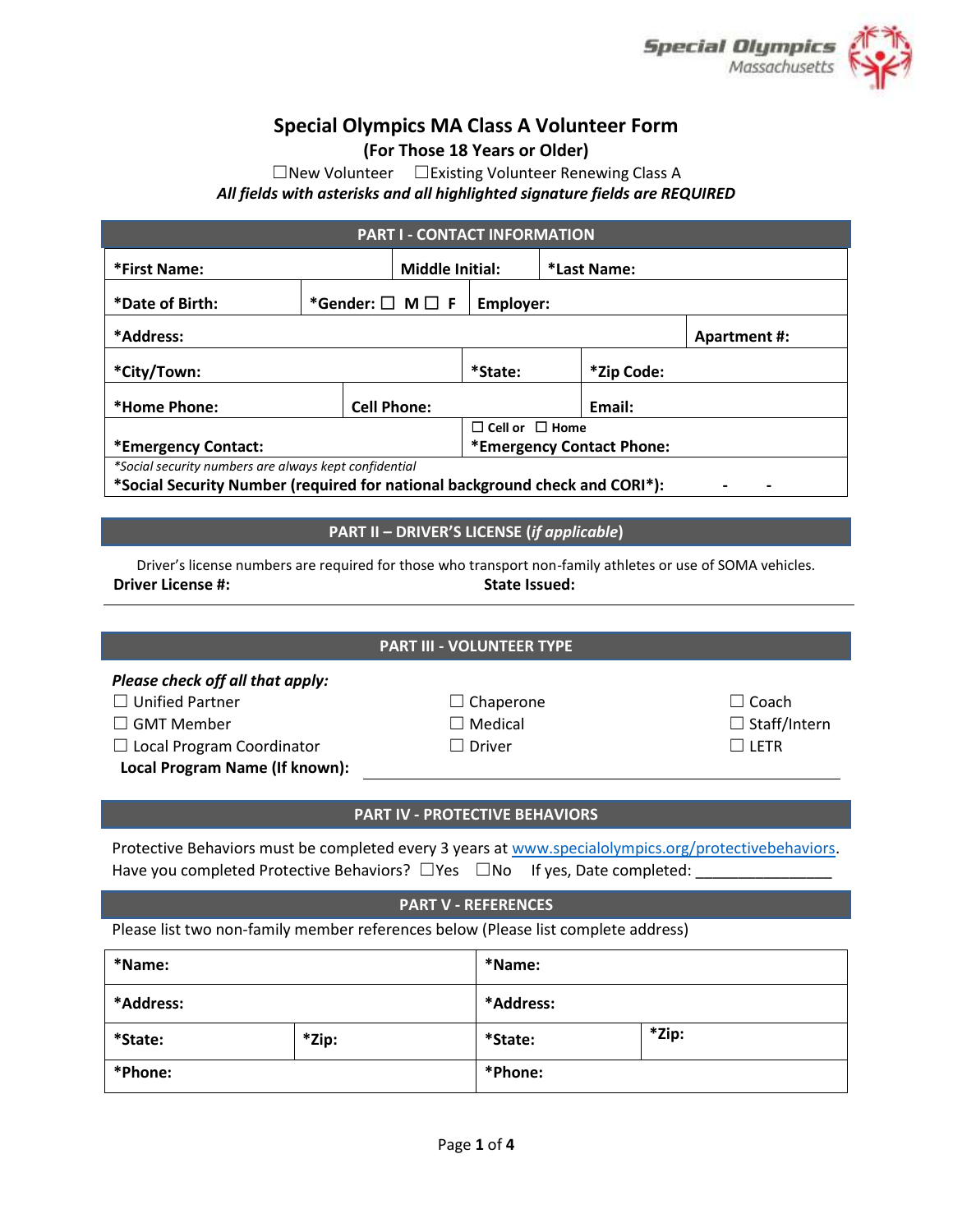Special Olympics Massachusetts

# Special Olympics MA Class A Volunteer Form

**(For Those 18 Years or Older)**

☐New Volunteer ☐Existing Volunteer Renewing Class A

***All fields with asterisks and all highlighted signature fields are REQUIRED***

## PART I - CONTACT INFORMATION

| | | |
|---|---|---|
| **\*First Name:** | **Middle Initial:** | **\*Last Name:** |
| **\*Date of Birth:** | **\*Gender:** ☐ **M** ☐ **F** | **Employer:** |
| **\*Address:** | | **Apartment #:** |
| **\*City/Town:** | **\*State:** | **\*Zip Code:** |
| **\*Home Phone:** | **Cell Phone:** | **Email:** |
| **\*Emergency Contact:** | ☐ **Cell or** ☐ **Home** **\*Emergency Contact Phone:** | |

*\*Social security numbers are always kept confidential*

**\*Social Security Number (required for national background check and CORI\*):** - -

## PART II – DRIVER'S LICENSE (*if applicable*)

Driver's license numbers are required for those who transport non-family athletes or use of SOMA vehicles.

**Driver License #:** **State Issued:**

## PART III - VOLUNTEER TYPE

***Please check off all that apply:***

- ☐ Unified Partner
- ☐ GMT Member
- ☐ Local Program Coordinator
- ☐ Chaperone
- ☐ Medical
- ☐ Driver
- ☐ Coach
- ☐ Staff/Intern
- ☐ LETR

**Local Program Name (If known):** ____________________

## PART IV - PROTECTIVE BEHAVIORS

Protective Behaviors must be completed every 3 years at www.specialolympics.org/protectivebehaviors.

Have you completed Protective Behaviors? ☐Yes ☐No If yes, Date completed: ________________

## PART V - REFERENCES

Please list two non-family member references below (Please list complete address)

| | | | |
|---|---|---|---|
| **\*Name:** | | **\*Name:** | |
| **\*Address:** | | **\*Address:** | |
| **\*State:** | **\*Zip:** | **\*State:** | **\*Zip:** |
| **\*Phone:** | | **\*Phone:** | |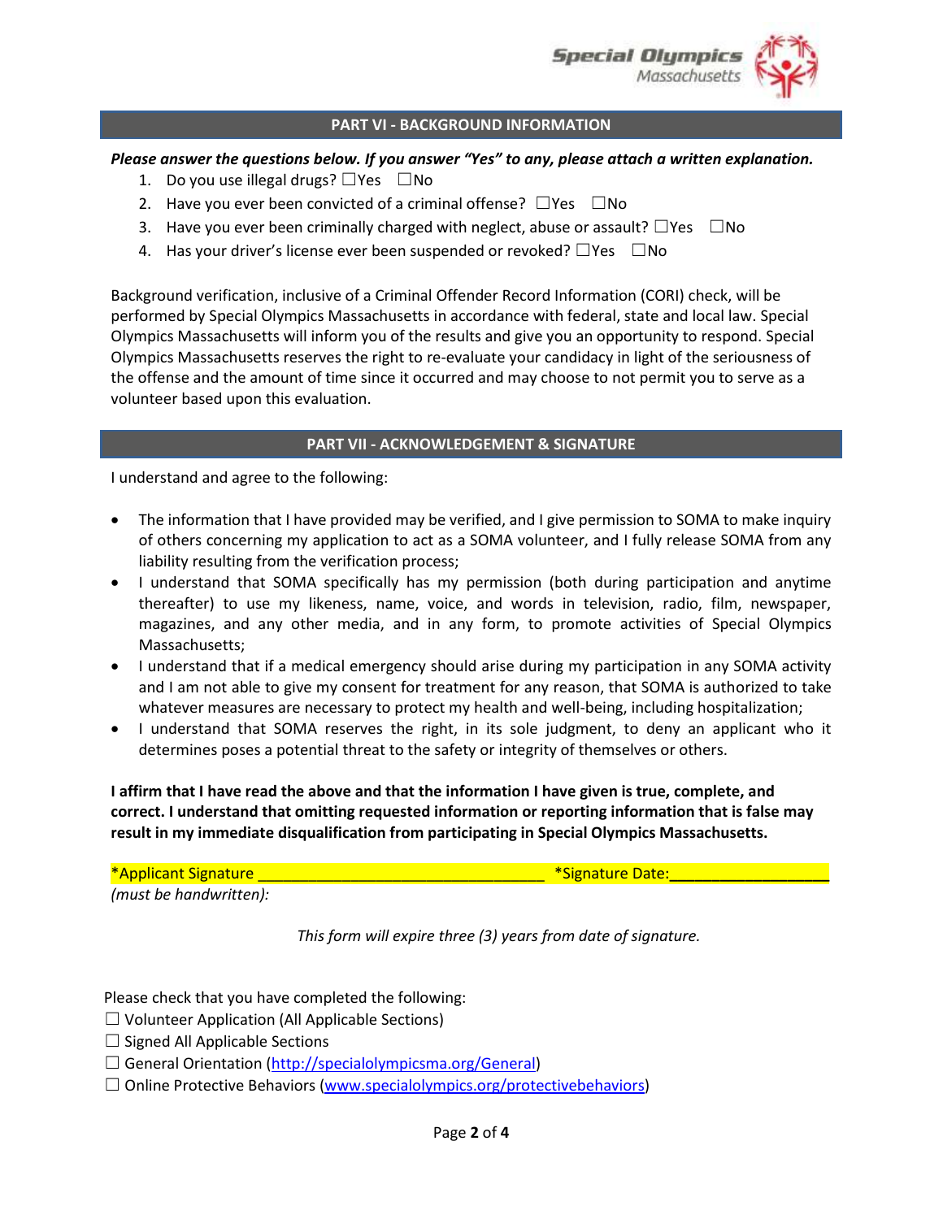## PART VI - BACKGROUND INFORMATION

***Please answer the questions below. If you answer "Yes" to any, please attach a written explanation.***

1. Do you use illegal drugs? ☐Yes ☐No
2. Have you ever been convicted of a criminal offense? ☐Yes ☐No
3. Have you ever been criminally charged with neglect, abuse or assault? ☐Yes ☐No
4. Has your driver's license ever been suspended or revoked? ☐Yes ☐No

Background verification, inclusive of a Criminal Offender Record Information (CORI) check, will be performed by Special Olympics Massachusetts in accordance with federal, state and local law. Special Olympics Massachusetts will inform you of the results and give you an opportunity to respond. Special Olympics Massachusetts reserves the right to re-evaluate your candidacy in light of the seriousness of the offense and the amount of time since it occurred and may choose to not permit you to serve as a volunteer based upon this evaluation.

## PART VII - ACKNOWLEDGEMENT & SIGNATURE

I understand and agree to the following:

- The information that I have provided may be verified, and I give permission to SOMA to make inquiry of others concerning my application to act as a SOMA volunteer, and I fully release SOMA from any liability resulting from the verification process;
- I understand that SOMA specifically has my permission (both during participation and anytime thereafter) to use my likeness, name, voice, and words in television, radio, film, newspaper, magazines, and any other media, and in any form, to promote activities of Special Olympics Massachusetts;
- I understand that if a medical emergency should arise during my participation in any SOMA activity and I am not able to give my consent for treatment for any reason, that SOMA is authorized to take whatever measures are necessary to protect my health and well-being, including hospitalization;
- I understand that SOMA reserves the right, in its sole judgment, to deny an applicant who it determines poses a potential threat to the safety or integrity of themselves or others.

**I affirm that I have read the above and that the information I have given is true, complete, and correct. I understand that omitting requested information or reporting information that is false may result in my immediate disqualification from participating in Special Olympics Massachusetts.**

*Applicant Signature ___________________________________ *Signature Date: ___________________
*(must be handwritten):*

*This form will expire three (3) years from date of signature.*

Please check that you have completed the following:

☐ Volunteer Application (All Applicable Sections)
☐ Signed All Applicable Sections
☐ General Orientation (http://specialolympicsma.org/General)
☐ Online Protective Behaviors (www.specialolympics.org/protectivebehaviors)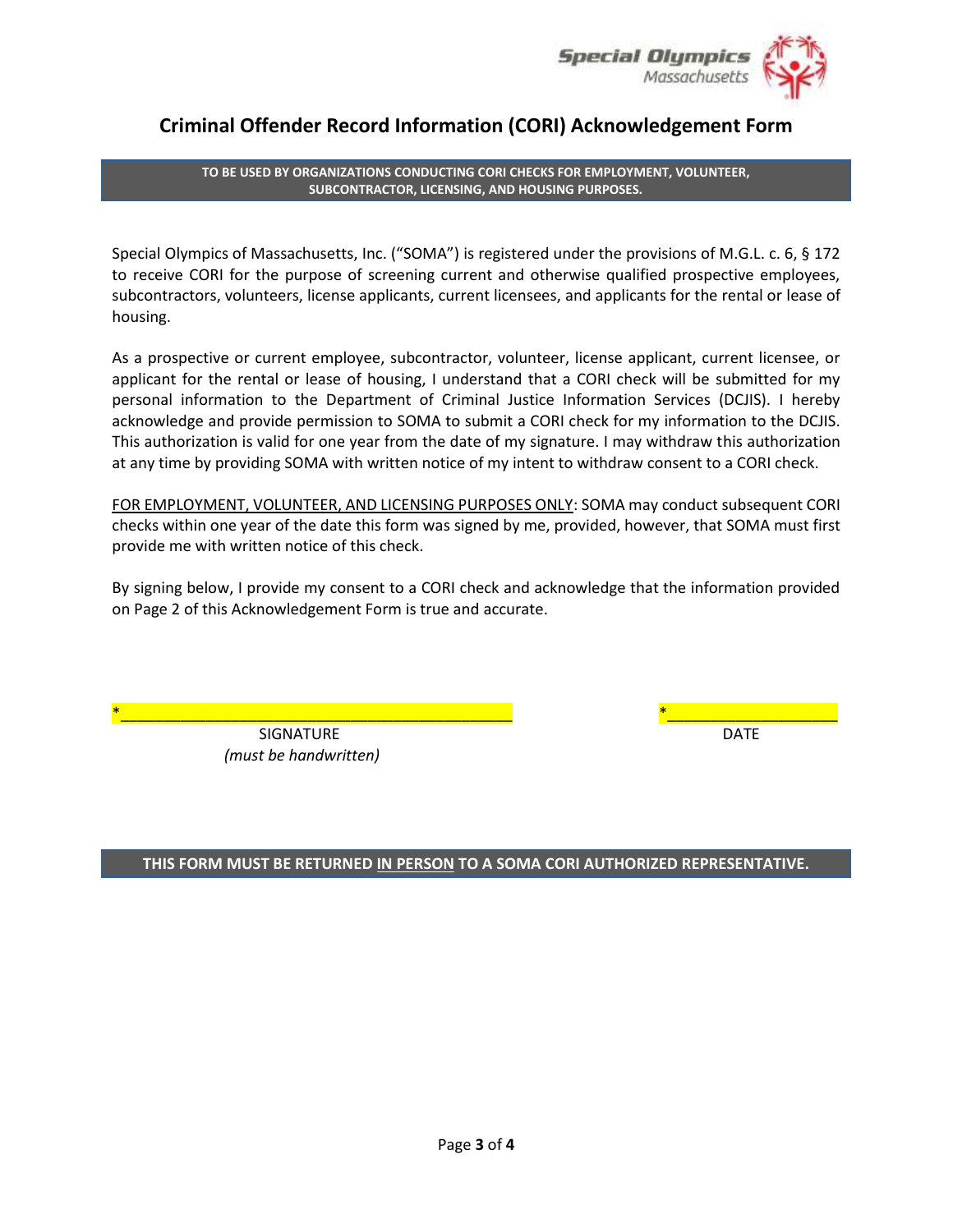# Criminal Offender Record Information (CORI) Acknowledgement Form

**TO BE USED BY ORGANIZATIONS CONDUCTING CORI CHECKS FOR EMPLOYMENT, VOLUNTEER, SUBCONTRACTOR, LICENSING, AND HOUSING PURPOSES.**

Special Olympics of Massachusetts, Inc. ("SOMA") is registered under the provisions of M.G.L. c. 6, § 172 to receive CORI for the purpose of screening current and otherwise qualified prospective employees, subcontractors, volunteers, license applicants, current licensees, and applicants for the rental or lease of housing.

As a prospective or current employee, subcontractor, volunteer, license applicant, current licensee, or applicant for the rental or lease of housing, I understand that a CORI check will be submitted for my personal information to the Department of Criminal Justice Information Services (DCJIS). I hereby acknowledge and provide permission to SOMA to submit a CORI check for my information to the DCJIS. This authorization is valid for one year from the date of my signature. I may withdraw this authorization at any time by providing SOMA with written notice of my intent to withdraw consent to a CORI check.

<u>FOR EMPLOYMENT, VOLUNTEER, AND LICENSING PURPOSES ONLY</u>: SOMA may conduct subsequent CORI checks within one year of the date this form was signed by me, provided, however, that SOMA must first provide me with written notice of this check.

By signing below, I provide my consent to a CORI check and acknowledge that the information provided on Page 2 of this Acknowledgement Form is true and accurate.

*______________________________________________ *____________________

SIGNATURE (*must be handwritten*) DATE

**THIS FORM MUST BE RETURNED <u>IN PERSON</u> TO A SOMA CORI AUTHORIZED REPRESENTATIVE.**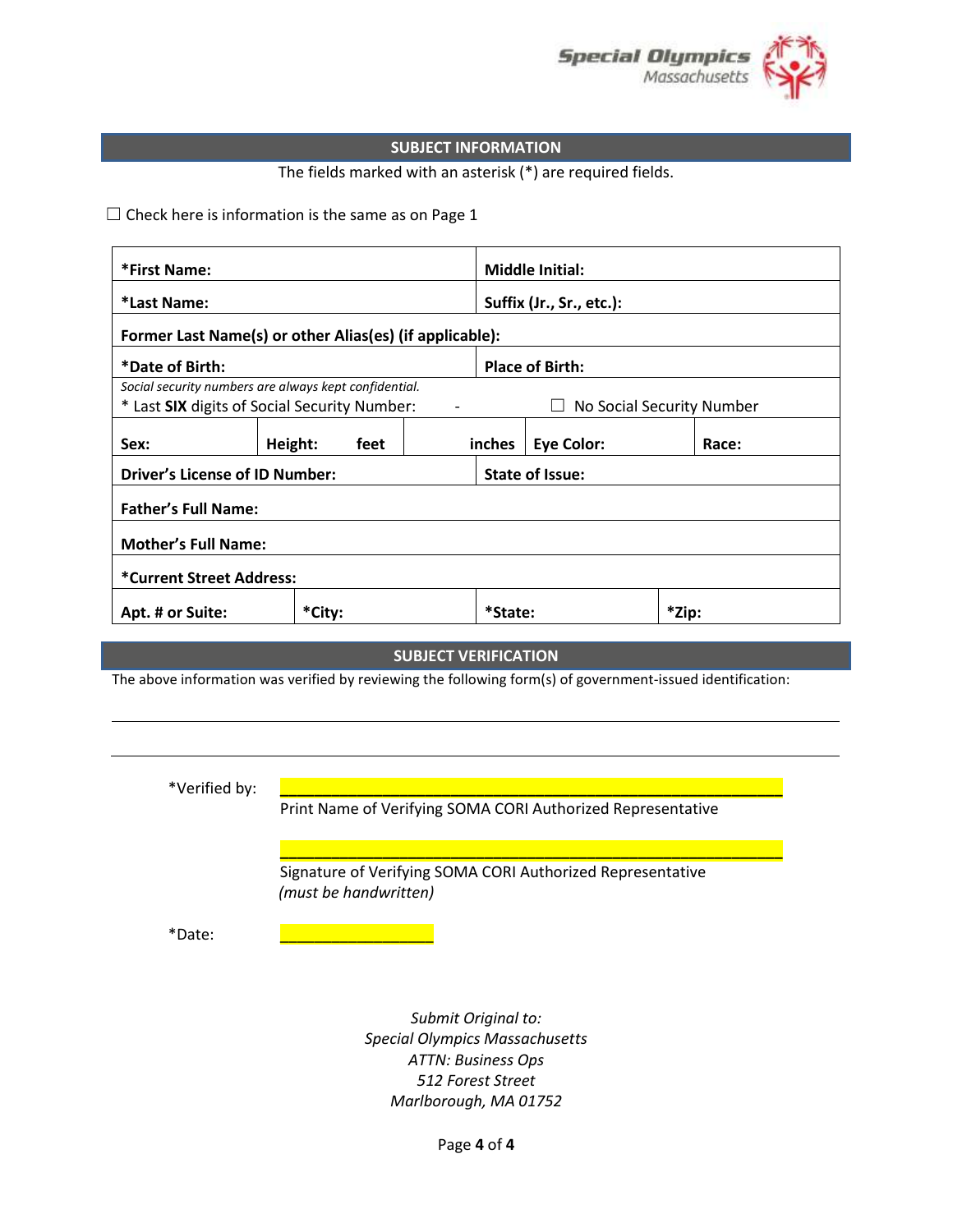## SUBJECT INFORMATION

The fields marked with an asterisk (*) are required fields.

☐ Check here is information is the same as on Page 1

| | | | | | |
|---|---|---|---|---|---|
| **\*First Name:** | | | **Middle Initial:** | | |
| **\*Last Name:** | | | **Suffix (Jr., Sr., etc.):** | | |
| **Former Last Name(s) or other Alias(es) (if applicable):** | | | | | |
| **\*Date of Birth:** | | | **Place of Birth:** | | |
| *Social security numbers are always kept confidential.* <br> * Last **SIX** digits of Social Security Number: - | | | ☐ No Social Security Number | | |
| **Sex:** | **Height: feet** | **inches** | **Eye Color:** | | **Race:** |
| **Driver's License of ID Number:** | | | **State of Issue:** | | |
| **Father's Full Name:** | | | | | |
| **Mother's Full Name:** | | | | | |
| **\*Current Street Address:** | | | | | |
| **Apt. # or Suite:** | **\*City:** | | **\*State:** | | **\*Zip:** |

## SUBJECT VERIFICATION

The above information was verified by reviewing the following form(s) of government-issued identification:

______________________________________________________________________________

______________________________________________________________________________

*Verified by: ___________________________________________________

Print Name of Verifying SOMA CORI Authorized Representative

___________________________________________________

Signature of Verifying SOMA CORI Authorized Representative
*(must be handwritten)*

*Date: __________________

*Submit Original to:*
*Special Olympics Massachusetts*
*ATTN: Business Ops*
*512 Forest Street*
*Marlborough, MA 01752*